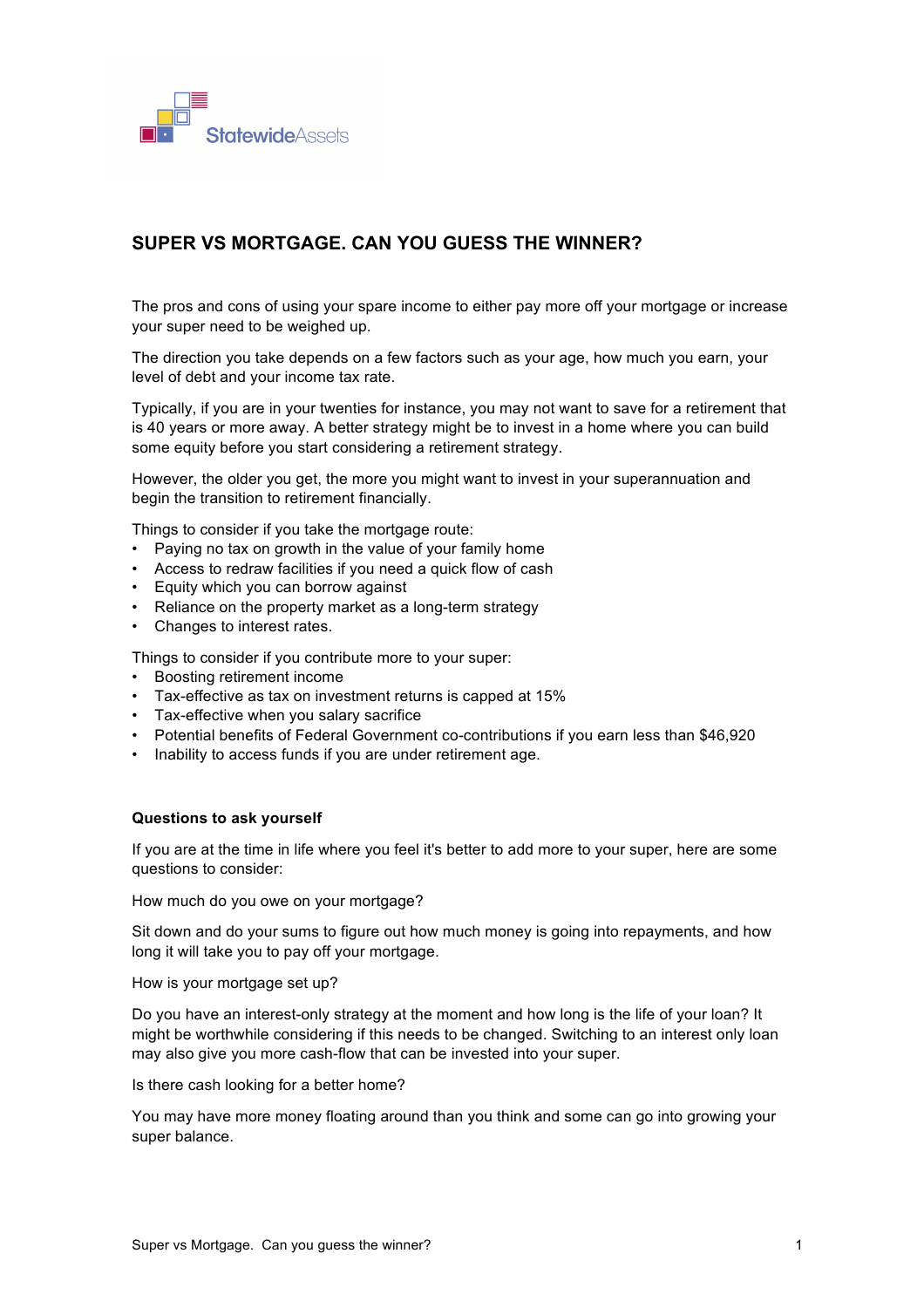StatewideAssets

# SUPER VS MORTGAGE. CAN YOU GUESS THE WINNER?

The pros and cons of using your spare income to either pay more off your mortgage or increase your super need to be weighed up.

The direction you take depends on a few factors such as your age, how much you earn, your level of debt and your income tax rate.

Typically, if you are in your twenties for instance, you may not want to save for a retirement that is 40 years or more away. A better strategy might be to invest in a home where you can build some equity before you start considering a retirement strategy.

However, the older you get, the more you might want to invest in your superannuation and begin the transition to retirement financially.

Things to consider if you take the mortgage route:

- Paying no tax on growth in the value of your family home
- Access to redraw facilities if you need a quick flow of cash
- Equity which you can borrow against
- Reliance on the property market as a long-term strategy
- Changes to interest rates.

Things to consider if you contribute more to your super:

- Boosting retirement income
- Tax-effective as tax on investment returns is capped at 15%
- Tax-effective when you salary sacrifice
- Potential benefits of Federal Government co-contributions if you earn less than $46,920
- Inability to access funds if you are under retirement age.

**Questions to ask yourself**

If you are at the time in life where you feel it's better to add more to your super, here are some questions to consider:

How much do you owe on your mortgage?

Sit down and do your sums to figure out how much money is going into repayments, and how long it will take you to pay off your mortgage.

How is your mortgage set up?

Do you have an interest-only strategy at the moment and how long is the life of your loan? It might be worthwhile considering if this needs to be changed. Switching to an interest only loan may also give you more cash-flow that can be invested into your super.

Is there cash looking for a better home?

You may have more money floating around than you think and some can go into growing your super balance.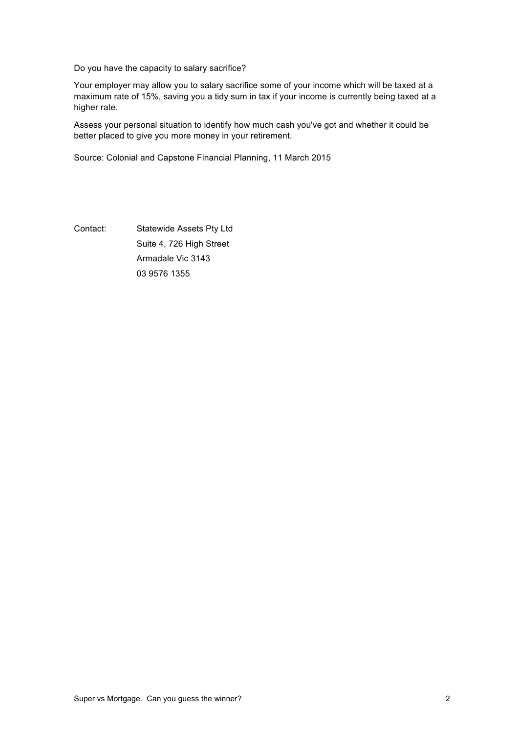Do you have the capacity to salary sacrifice?

Your employer may allow you to salary sacrifice some of your income which will be taxed at a maximum rate of 15%, saving you a tidy sum in tax if your income is currently being taxed at a higher rate.

Assess your personal situation to identify how much cash you've got and whether it could be better placed to give you more money in your retirement.

Source: Colonial and Capstone Financial Planning, 11 March 2015

Contact: Statewide Assets Pty Ltd
Suite 4, 726 High Street
Armadale Vic 3143
03 9576 1355